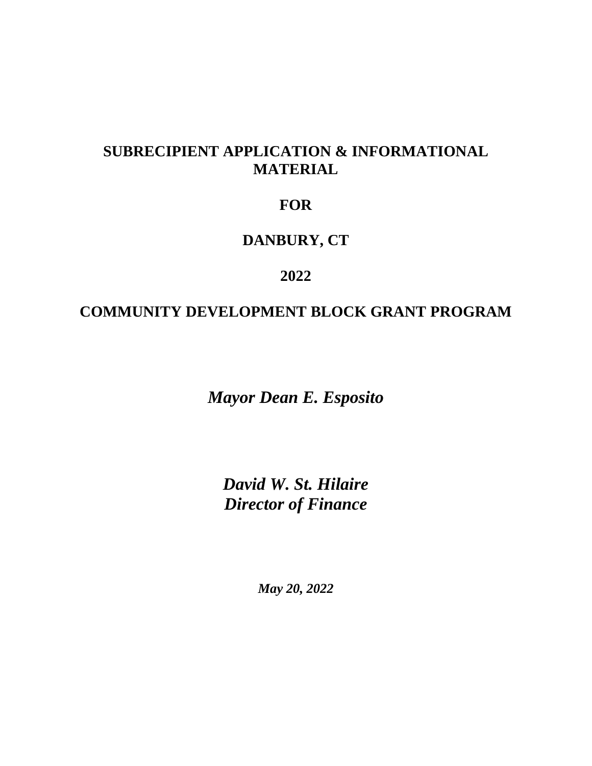# SUBRECIPIENT APPLICATION & INFORMATIONAL MATERIAL

# FOR

# DANBURY, CT

# 2022

# COMMUNITY DEVELOPMENT BLOCK GRANT PROGRAM

***Mayor Dean E. Esposito***

***David W. St. Hilaire***
***Director of Finance***

***May 20, 2022***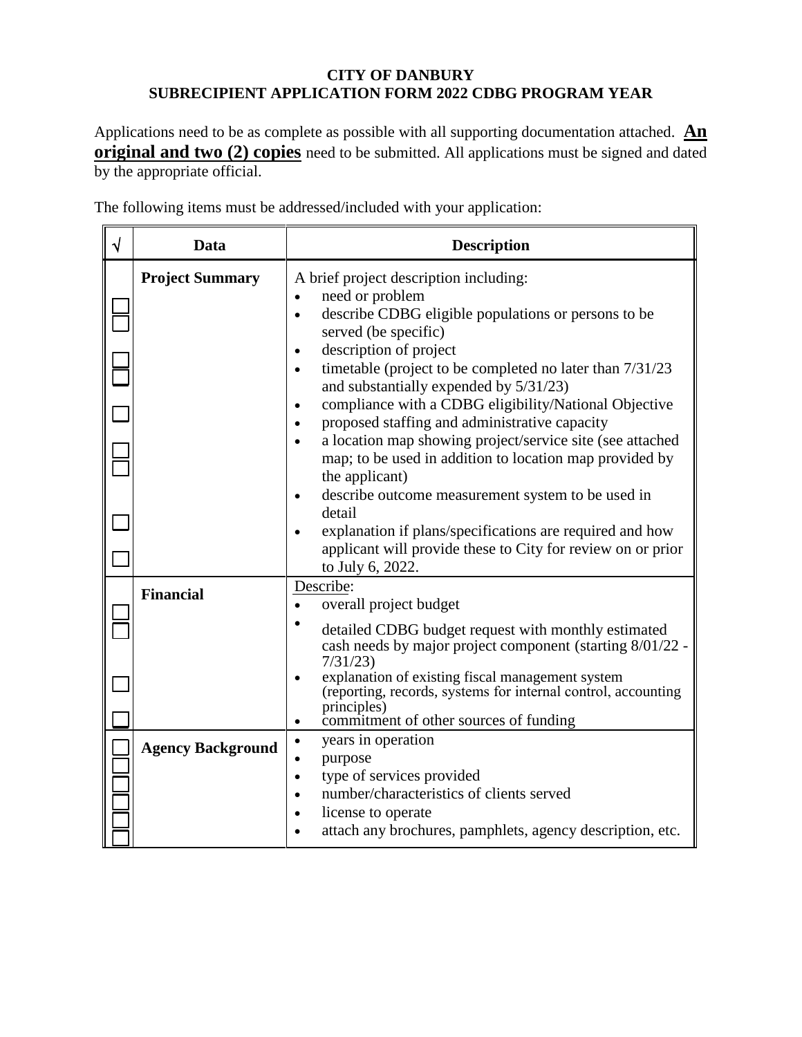**CITY OF DANBURY**
**SUBRECIPIENT APPLICATION FORM 2022 CDBG PROGRAM YEAR**

Applications need to be as complete as possible with all supporting documentation attached. **An original and two (2) copies** need to be submitted. All applications must be signed and dated by the appropriate official.

The following items must be addressed/included with your application:

| √ | Data | Description |
|---|---|---|
| ☐ ☐ ☐ ☐ ☐ ☐ ☐ ☐ ☐ | **Project Summary** | A brief project description including:<br>• need or problem<br>• describe CDBG eligible populations or persons to be served (be specific)<br>• description of project<br>• timetable (project to be completed no later than 7/31/23 and substantially expended by 5/31/23)<br>• compliance with a CDBG eligibility/National Objective<br>• proposed staffing and administrative capacity<br>• a location map showing project/service site (see attached map; to be used in addition to location map provided by the applicant)<br>• describe outcome measurement system to be used in detail<br>• explanation if plans/specifications are required and how applicant will provide these to City for review on or prior to July 6, 2022. |
| ☐ ☐ ☐ ☐ | **Financial** | Describe:<br>• overall project budget<br>• detailed CDBG budget request with monthly estimated cash needs by major project component (starting 8/01/22 - 7/31/23)<br>• explanation of existing fiscal management system (reporting, records, systems for internal control, accounting principles)<br>• commitment of other sources of funding |
| ☐ ☐ ☐ ☐ ☐ ☐ | **Agency Background** | • years in operation<br>• purpose<br>• type of services provided<br>• number/characteristics of clients served<br>• license to operate<br>• attach any brochures, pamphlets, agency description, etc. |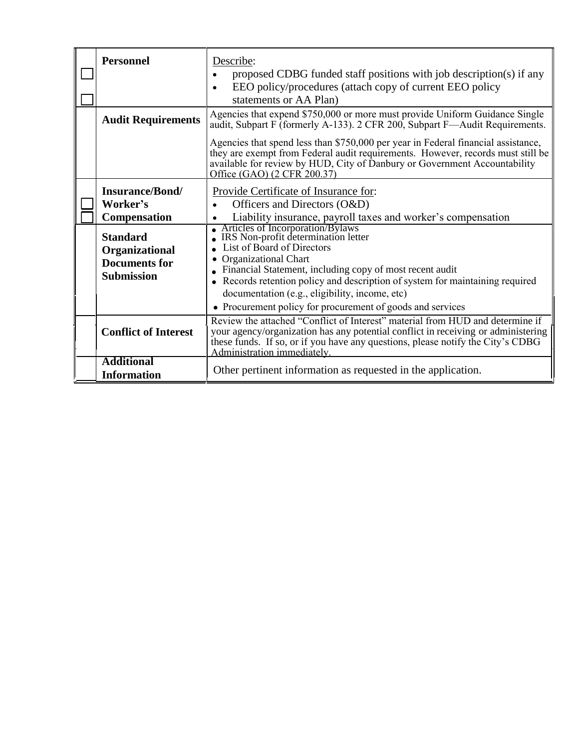| | | |
|---|---|---|
| ☐ ☐ | **Personnel** | Describe:<br>• proposed CDBG funded staff positions with job description(s) if any<br>• EEO policy/procedures (attach copy of current EEO policy statements or AA Plan) |
| | **Audit Requirements** | Agencies that expend $750,000 or more must provide Uniform Guidance Single audit, Subpart F (formerly A-133). 2 CFR 200, Subpart F—Audit Requirements.<br><br>Agencies that spend less than $750,000 per year in Federal financial assistance, they are exempt from Federal audit requirements. However, records must still be available for review by HUD, City of Danbury or Government Accountability Office (GAO) (2 CFR 200.37) |
| ☐ ☐ | **Insurance/Bond/ Worker's Compensation** | Provide Certificate of Insurance for:<br>• Officers and Directors (O&D)<br>• Liability insurance, payroll taxes and worker's compensation |
| | **Standard Organizational Documents for Submission** | • Articles of Incorporation/Bylaws<br>• IRS Non-profit determination letter<br>• List of Board of Directors<br>• Organizational Chart<br>• Financial Statement, including copy of most recent audit<br>• Records retention policy and description of system for maintaining required documentation (e.g., eligibility, income, etc)<br>• Procurement policy for procurement of goods and services |
| | **Conflict of Interest** | Review the attached "Conflict of Interest" material from HUD and determine if your agency/organization has any potential conflict in receiving or administering these funds. If so, or if you have any questions, please notify the City's CDBG Administration immediately. |
| | **Additional Information** | Other pertinent information as requested in the application. |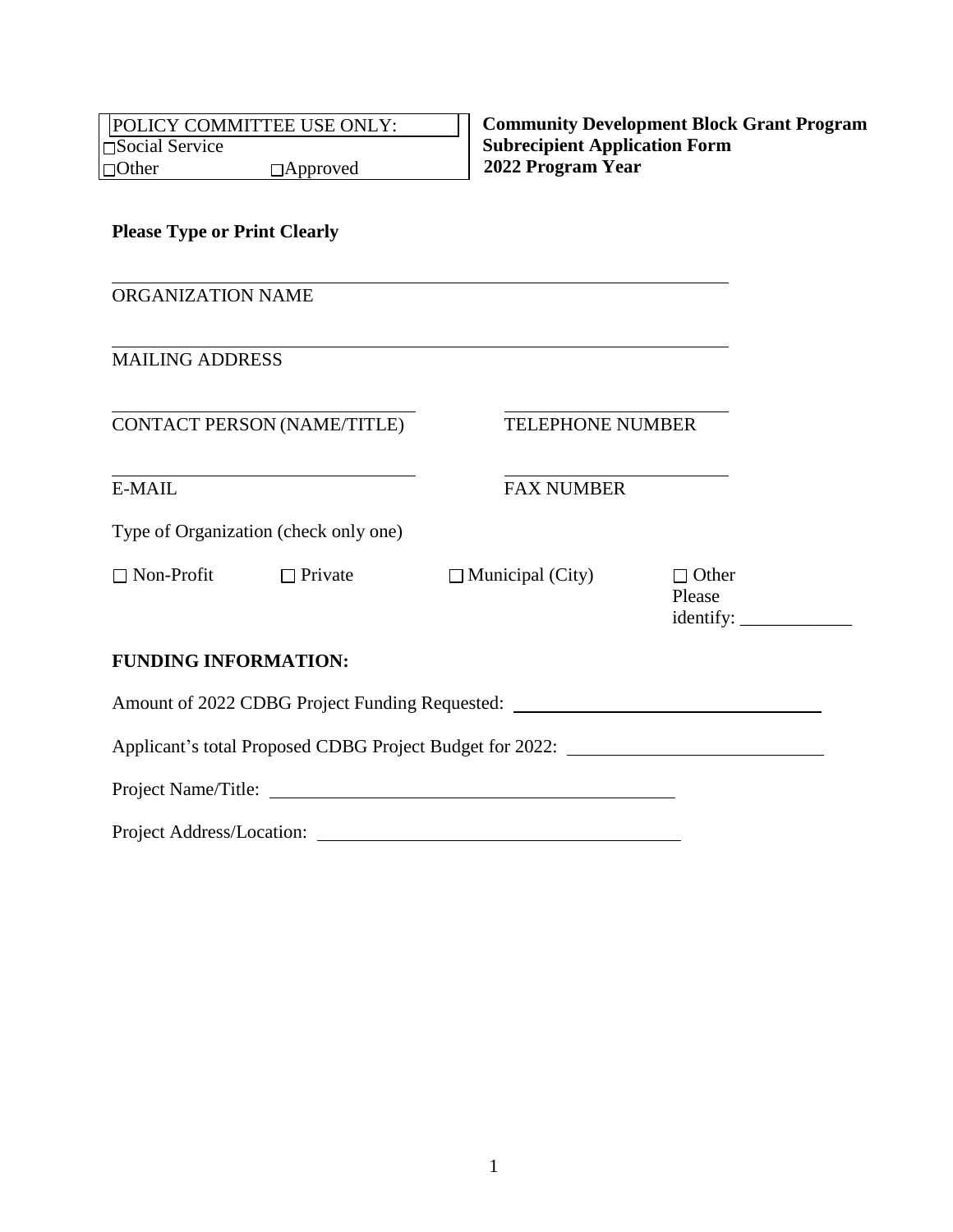POLICY COMMITTEE USE ONLY:
☐Social Service
☐Other ☐Approved

**Community Development Block Grant Program**
**Subrecipient Application Form**
**2022 Program Year**

**Please Type or Print Clearly**

\_\_\_\_\_\_\_\_\_\_\_\_\_\_\_\_\_\_\_\_\_\_\_\_\_\_\_\_\_\_\_\_\_\_\_\_\_\_\_\_\_\_\_\_\_\_\_\_\_\_\_\_\_\_\_\_\_\_\_\_

ORGANIZATION NAME

\_\_\_\_\_\_\_\_\_\_\_\_\_\_\_\_\_\_\_\_\_\_\_\_\_\_\_\_\_\_\_\_\_\_\_\_\_\_\_\_\_\_\_\_\_\_\_\_\_\_\_\_\_\_\_\_\_\_\_\_

MAILING ADDRESS

\_\_\_\_\_\_\_\_\_\_\_\_\_\_\_\_\_\_\_\_\_\_\_\_\_\_\_\_\_\_ \_\_\_\_\_\_\_\_\_\_\_\_\_\_\_\_\_\_\_\_\_\_

CONTACT PERSON (NAME/TITLE) TELEPHONE NUMBER

\_\_\_\_\_\_\_\_\_\_\_\_\_\_\_\_\_\_\_\_\_\_\_\_\_\_\_\_\_\_ \_\_\_\_\_\_\_\_\_\_\_\_\_\_\_\_\_\_\_\_\_\_

E-MAIL FAX NUMBER

Type of Organization (check only one)

☐ Non-Profit ☐ Private ☐ Municipal (City) ☐ Other Please identify: \_\_\_\_\_\_\_\_\_\_\_\_

**FUNDING INFORMATION:**

Amount of 2022 CDBG Project Funding Requested: \_\_\_\_\_\_\_\_\_\_\_\_\_\_\_\_\_\_\_\_\_\_\_\_\_\_\_\_\_\_

Applicant's total Proposed CDBG Project Budget for 2022: \_\_\_\_\_\_\_\_\_\_\_\_\_\_\_\_\_\_\_\_\_\_\_\_\_\_

Project Name/Title: \_\_\_\_\_\_\_\_\_\_\_\_\_\_\_\_\_\_\_\_\_\_\_\_\_\_\_\_\_\_\_\_\_\_\_\_\_\_\_\_\_\_\_\_

Project Address/Location: \_\_\_\_\_\_\_\_\_\_\_\_\_\_\_\_\_\_\_\_\_\_\_\_\_\_\_\_\_\_\_\_\_\_\_\_\_\_\_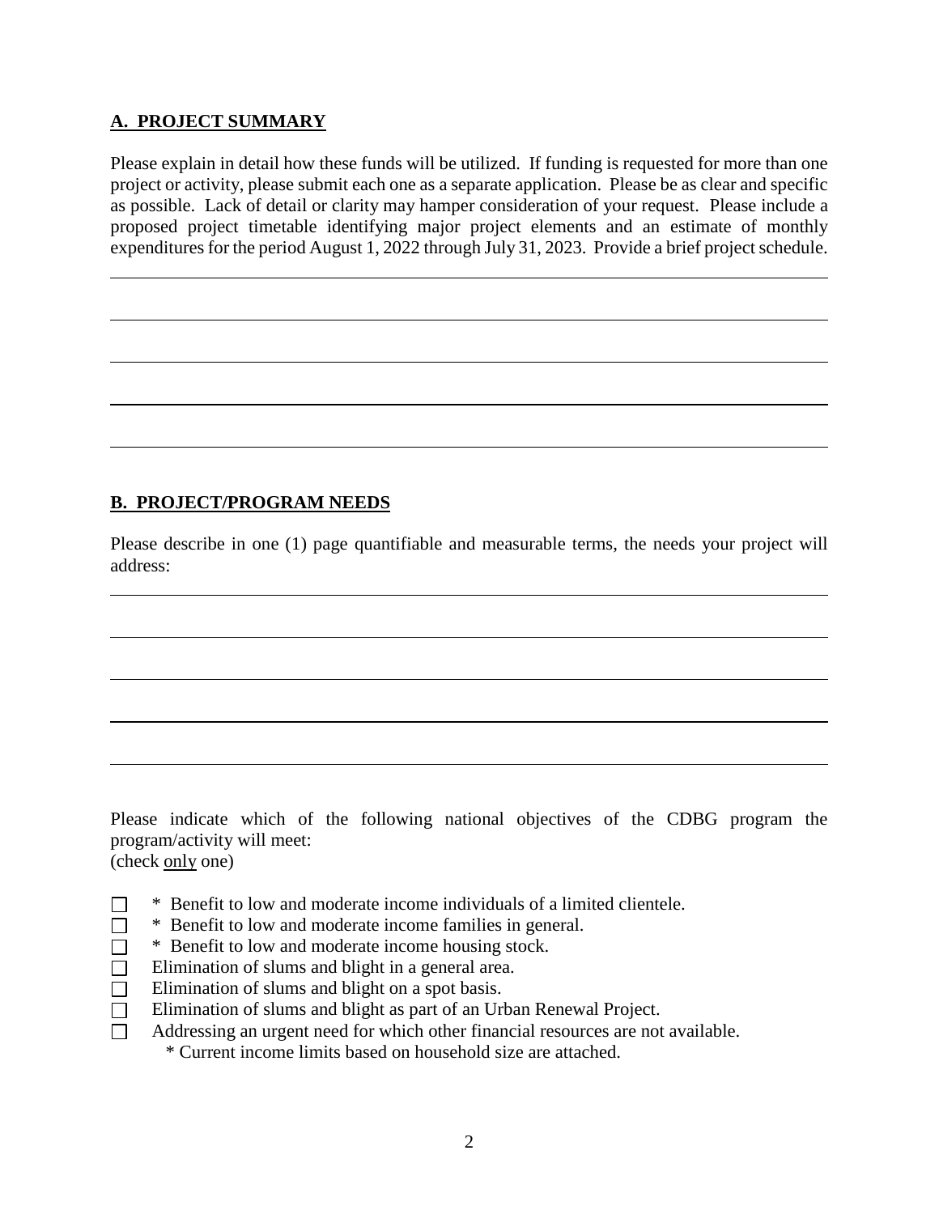## A. PROJECT SUMMARY

Please explain in detail how these funds will be utilized. If funding is requested for more than one project or activity, please submit each one as a separate application. Please be as clear and specific as possible. Lack of detail or clarity may hamper consideration of your request. Please include a proposed project timetable identifying major project elements and an estimate of monthly expenditures for the period August 1, 2022 through July 31, 2023. Provide a brief project schedule.

## B. PROJECT/PROGRAM NEEDS

Please describe in one (1) page quantifiable and measurable terms, the needs your project will address:

Please indicate which of the following national objectives of the CDBG program the program/activity will meet:
(check only one)

- ☐ * Benefit to low and moderate income individuals of a limited clientele.
- ☐ * Benefit to low and moderate income families in general.
- ☐ * Benefit to low and moderate income housing stock.
- ☐ Elimination of slums and blight in a general area.
- ☐ Elimination of slums and blight on a spot basis.
- ☐ Elimination of slums and blight as part of an Urban Renewal Project.
- ☐ Addressing an urgent need for which other financial resources are not available.

\* Current income limits based on household size are attached.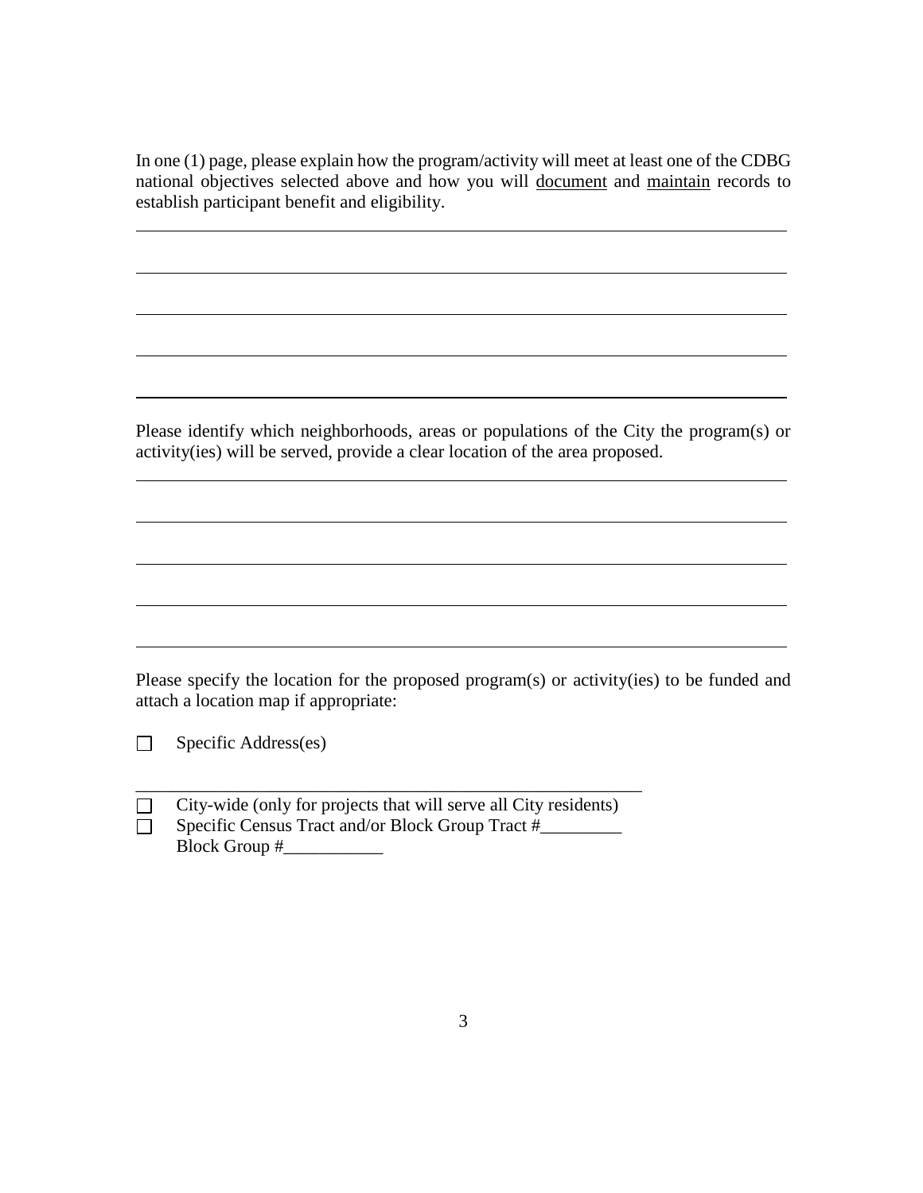In one (1) page, please explain how the program/activity will meet at least one of the CDBG national objectives selected above and how you will <u>document</u> and <u>maintain</u> records to establish participant benefit and eligibility.

______________________________________________________________________

______________________________________________________________________

______________________________________________________________________

______________________________________________________________________

______________________________________________________________________

Please identify which neighborhoods, areas or populations of the City the program(s) or activity(ies) will be served, provide a clear location of the area proposed.

______________________________________________________________________

______________________________________________________________________

______________________________________________________________________

______________________________________________________________________

______________________________________________________________________

Please specify the location for the proposed program(s) or activity(ies) to be funded and attach a location map if appropriate:

☐ Specific Address(es)

_______________________________________________________

☐ City-wide (only for projects that will serve all City residents)

☐ Specific Census Tract and/or Block Group Tract #_________
Block Group #___________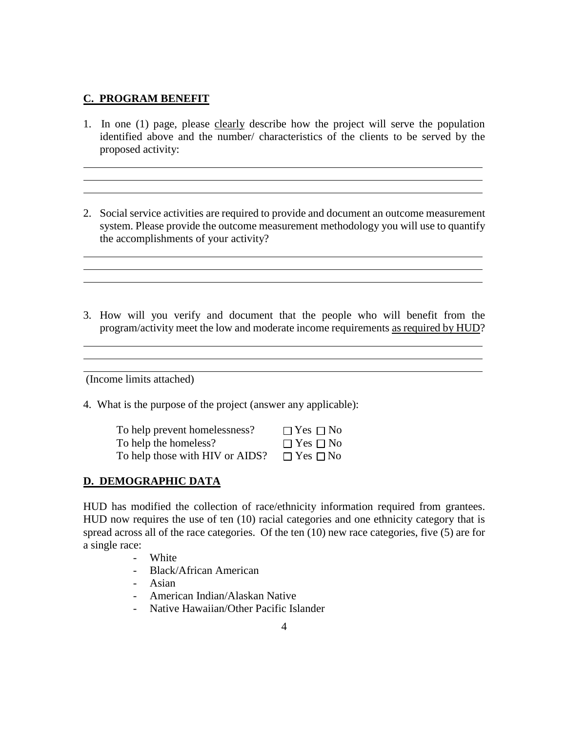## C. PROGRAM BENEFIT

1. In one (1) page, please clearly describe how the project will serve the population identified above and the number/ characteristics of the clients to be served by the proposed activity:

2. Social service activities are required to provide and document an outcome measurement system. Please provide the outcome measurement methodology you will use to quantify the accomplishments of your activity?

3. How will you verify and document that the people who will benefit from the program/activity meet the low and moderate income requirements as required by HUD?

(Income limits attached)

4. What is the purpose of the project (answer any applicable):

| | |
|---|---|
| To help prevent homelessness? | ☐ Yes ☐ No |
| To help the homeless? | ☐ Yes ☐ No |
| To help those with HIV or AIDS? | ☐ Yes ☐ No |

## D. DEMOGRAPHIC DATA

HUD has modified the collection of race/ethnicity information required from grantees. HUD now requires the use of ten (10) racial categories and one ethnicity category that is spread across all of the race categories. Of the ten (10) new race categories, five (5) are for a single race:

- White
- Black/African American
- Asian
- American Indian/Alaskan Native
- Native Hawaiian/Other Pacific Islander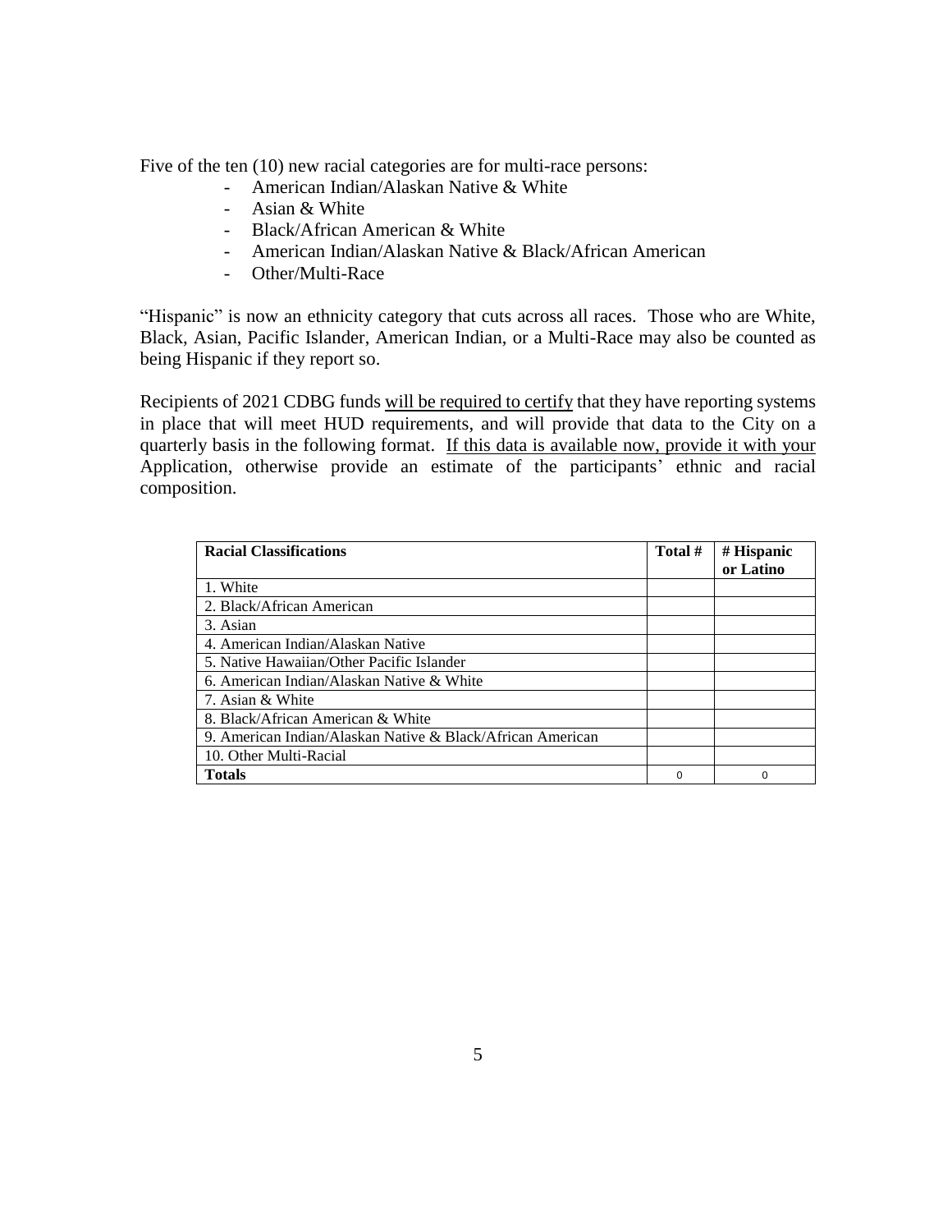Five of the ten (10) new racial categories are for multi-race persons:

- American Indian/Alaskan Native & White
- Asian & White
- Black/African American & White
- American Indian/Alaskan Native & Black/African American
- Other/Multi-Race

"Hispanic" is now an ethnicity category that cuts across all races. Those who are White, Black, Asian, Pacific Islander, American Indian, or a Multi-Race may also be counted as being Hispanic if they report so.

Recipients of 2021 CDBG funds <u>will be required to certify</u> that they have reporting systems in place that will meet HUD requirements, and will provide that data to the City on a quarterly basis in the following format. <u>If this data is available now, provide it with your</u> Application, otherwise provide an estimate of the participants' ethnic and racial composition.

| **Racial Classifications** | **Total #** | **# Hispanic or Latino** |
|---|---|---|
| 1. White | | |
| 2. Black/African American | | |
| 3. Asian | | |
| 4. American Indian/Alaskan Native | | |
| 5. Native Hawaiian/Other Pacific Islander | | |
| 6. American Indian/Alaskan Native & White | | |
| 7. Asian & White | | |
| 8. Black/African American & White | | |
| 9. American Indian/Alaskan Native & Black/African American | | |
| 10. Other Multi-Racial | | |
| **Totals** | 0 | 0 |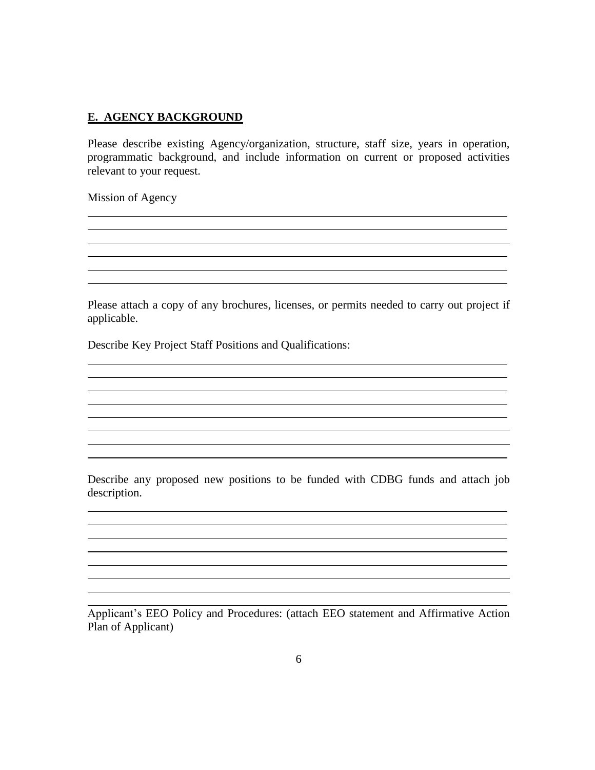## E. AGENCY BACKGROUND

Please describe existing Agency/organization, structure, staff size, years in operation, programmatic background, and include information on current or proposed activities relevant to your request.

Mission of Agency

______________________________________________________________________________

______________________________________________________________________________

______________________________________________________________________________

______________________________________________________________________________

______________________________________________________________________________

______________________________________________________________________________

Please attach a copy of any brochures, licenses, or permits needed to carry out project if applicable.

Describe Key Project Staff Positions and Qualifications:

______________________________________________________________________________

______________________________________________________________________________

______________________________________________________________________________

______________________________________________________________________________

______________________________________________________________________________

______________________________________________________________________________

______________________________________________________________________________

______________________________________________________________________________

Describe any proposed new positions to be funded with CDBG funds and attach job description.

______________________________________________________________________________

______________________________________________________________________________

______________________________________________________________________________

______________________________________________________________________________

______________________________________________________________________________

______________________________________________________________________________

______________________________________________________________________________

______________________________________________________________________________

Applicant's EEO Policy and Procedures: (attach EEO statement and Affirmative Action Plan of Applicant)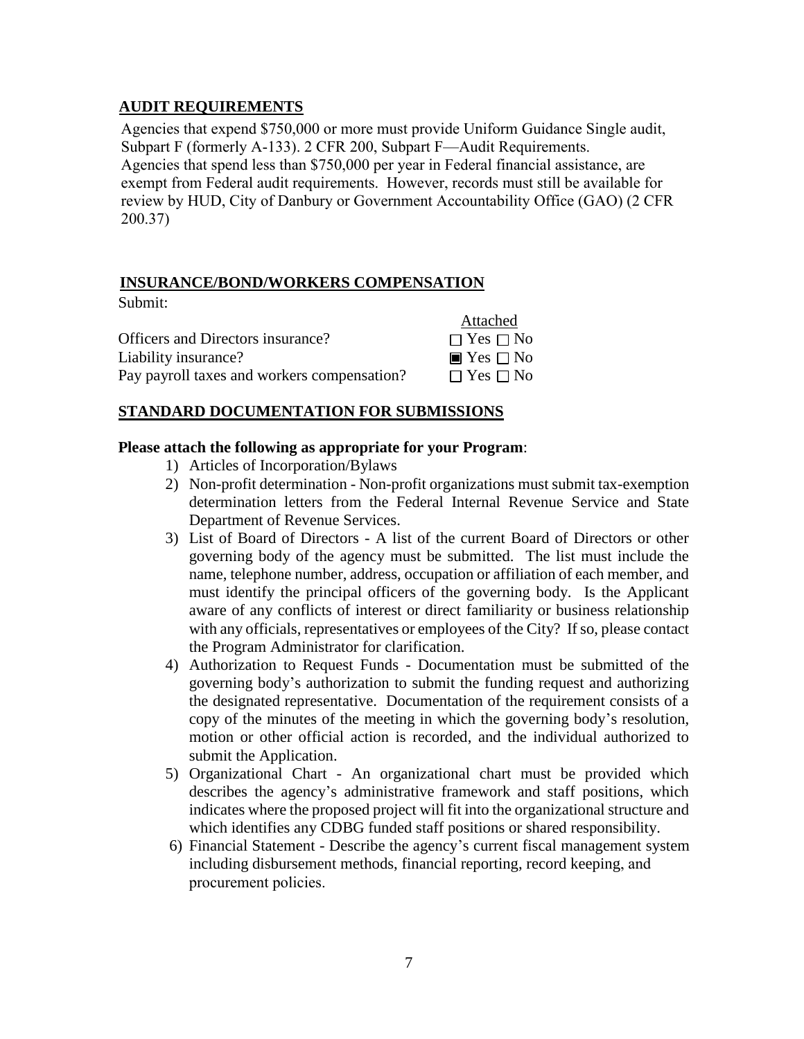## AUDIT REQUIREMENTS

Agencies that expend $750,000 or more must provide Uniform Guidance Single audit, Subpart F (formerly A-133). 2 CFR 200, Subpart F—Audit Requirements.
Agencies that spend less than $750,000 per year in Federal financial assistance, are exempt from Federal audit requirements. However, records must still be available for review by HUD, City of Danbury or Government Accountability Office (GAO) (2 CFR 200.37)

## INSURANCE/BOND/WORKERS COMPENSATION

Submit:

| | Attached |
|---|---|
| Officers and Directors insurance? | ☐ Yes ☐ No |
| Liability insurance? | ■ Yes ☐ No |
| Pay payroll taxes and workers compensation? | ☐ Yes ☐ No |

## STANDARD DOCUMENTATION FOR SUBMISSIONS

**Please attach the following as appropriate for your Program**:

1) Articles of Incorporation/Bylaws
2) Non-profit determination - Non-profit organizations must submit tax-exemption determination letters from the Federal Internal Revenue Service and State Department of Revenue Services.
3) List of Board of Directors - A list of the current Board of Directors or other governing body of the agency must be submitted. The list must include the name, telephone number, address, occupation or affiliation of each member, and must identify the principal officers of the governing body. Is the Applicant aware of any conflicts of interest or direct familiarity or business relationship with any officials, representatives or employees of the City? If so, please contact the Program Administrator for clarification.
4) Authorization to Request Funds - Documentation must be submitted of the governing body's authorization to submit the funding request and authorizing the designated representative. Documentation of the requirement consists of a copy of the minutes of the meeting in which the governing body's resolution, motion or other official action is recorded, and the individual authorized to submit the Application.
5) Organizational Chart - An organizational chart must be provided which describes the agency's administrative framework and staff positions, which indicates where the proposed project will fit into the organizational structure and which identifies any CDBG funded staff positions or shared responsibility.
6) Financial Statement - Describe the agency's current fiscal management system including disbursement methods, financial reporting, record keeping, and procurement policies.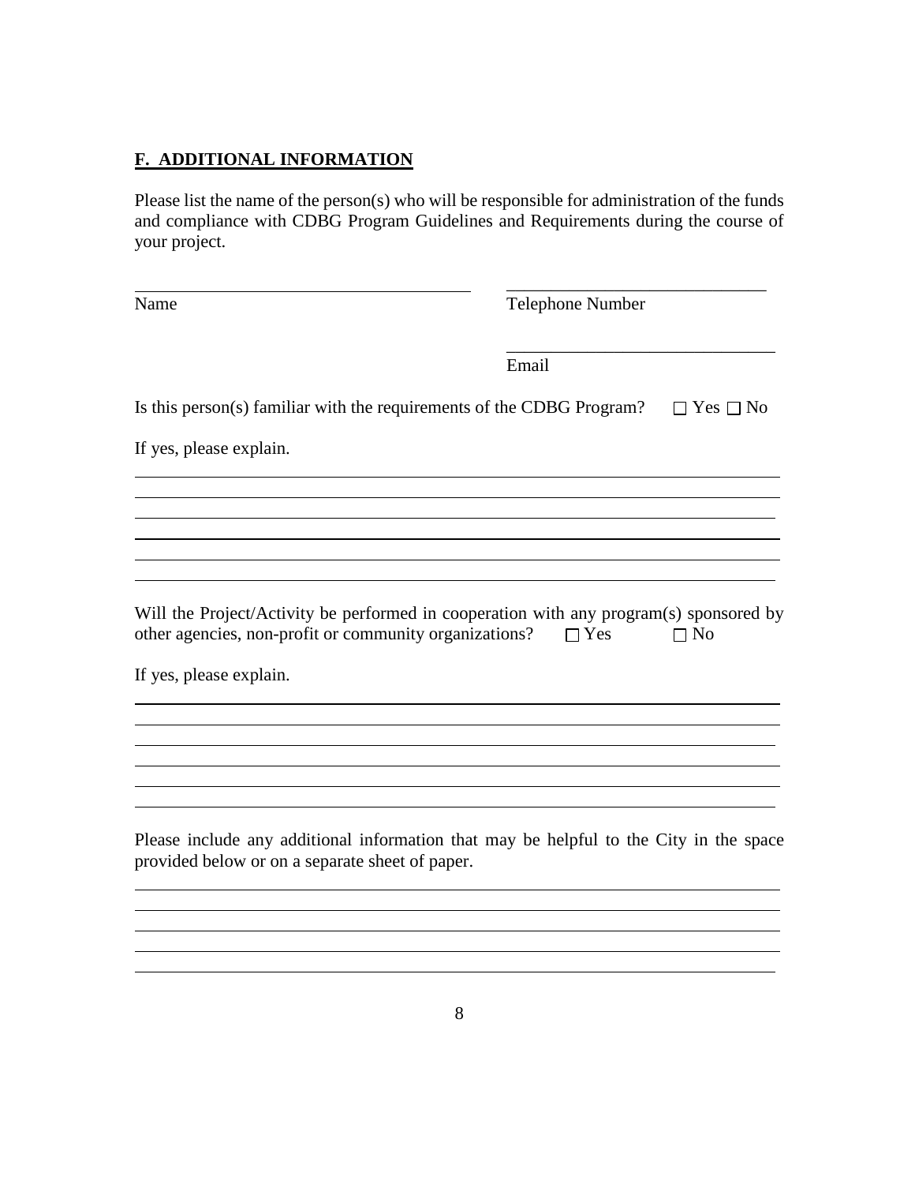## F. ADDITIONAL INFORMATION

Please list the name of the person(s) who will be responsible for administration of the funds and compliance with CDBG Program Guidelines and Requirements during the course of your project.

\_\_\_\_\_\_\_\_\_\_\_\_\_\_\_\_\_\_\_\_\_\_\_\_\_\_\_\_\_\_\_\_\_\_\_\_\_\_ \_\_\_\_\_\_\_\_\_\_\_\_\_\_\_\_\_\_\_\_\_\_\_\_\_\_\_\_\_\_

Name Telephone Number

\_\_\_\_\_\_\_\_\_\_\_\_\_\_\_\_\_\_\_\_\_\_\_\_\_\_\_\_\_\_

Email

Is this person(s) familiar with the requirements of the CDBG Program? ☐ Yes ☐ No

If yes, please explain.

\_\_\_\_\_\_\_\_\_\_\_\_\_\_\_\_\_\_\_\_\_\_\_\_\_\_\_\_\_\_\_\_\_\_\_\_\_\_\_\_\_\_\_\_\_\_\_\_\_\_\_\_\_\_\_\_\_\_\_\_\_\_\_\_\_\_\_\_\_\_\_\_

\_\_\_\_\_\_\_\_\_\_\_\_\_\_\_\_\_\_\_\_\_\_\_\_\_\_\_\_\_\_\_\_\_\_\_\_\_\_\_\_\_\_\_\_\_\_\_\_\_\_\_\_\_\_\_\_\_\_\_\_\_\_\_\_\_\_\_\_\_\_\_\_

\_\_\_\_\_\_\_\_\_\_\_\_\_\_\_\_\_\_\_\_\_\_\_\_\_\_\_\_\_\_\_\_\_\_\_\_\_\_\_\_\_\_\_\_\_\_\_\_\_\_\_\_\_\_\_\_\_\_\_\_\_\_\_\_\_\_\_\_\_\_\_\_

\_\_\_\_\_\_\_\_\_\_\_\_\_\_\_\_\_\_\_\_\_\_\_\_\_\_\_\_\_\_\_\_\_\_\_\_\_\_\_\_\_\_\_\_\_\_\_\_\_\_\_\_\_\_\_\_\_\_\_\_\_\_\_\_\_\_\_\_\_\_\_\_

\_\_\_\_\_\_\_\_\_\_\_\_\_\_\_\_\_\_\_\_\_\_\_\_\_\_\_\_\_\_\_\_\_\_\_\_\_\_\_\_\_\_\_\_\_\_\_\_\_\_\_\_\_\_\_\_\_\_\_\_\_\_\_\_\_\_\_\_\_\_\_\_

\_\_\_\_\_\_\_\_\_\_\_\_\_\_\_\_\_\_\_\_\_\_\_\_\_\_\_\_\_\_\_\_\_\_\_\_\_\_\_\_\_\_\_\_\_\_\_\_\_\_\_\_\_\_\_\_\_\_\_\_\_\_\_\_\_\_\_\_\_\_\_\_

Will the Project/Activity be performed in cooperation with any program(s) sponsored by other agencies, non-profit or community organizations? ☐ Yes ☐ No

If yes, please explain.

\_\_\_\_\_\_\_\_\_\_\_\_\_\_\_\_\_\_\_\_\_\_\_\_\_\_\_\_\_\_\_\_\_\_\_\_\_\_\_\_\_\_\_\_\_\_\_\_\_\_\_\_\_\_\_\_\_\_\_\_\_\_\_\_\_\_\_\_\_\_\_\_

\_\_\_\_\_\_\_\_\_\_\_\_\_\_\_\_\_\_\_\_\_\_\_\_\_\_\_\_\_\_\_\_\_\_\_\_\_\_\_\_\_\_\_\_\_\_\_\_\_\_\_\_\_\_\_\_\_\_\_\_\_\_\_\_\_\_\_\_\_\_\_\_

\_\_\_\_\_\_\_\_\_\_\_\_\_\_\_\_\_\_\_\_\_\_\_\_\_\_\_\_\_\_\_\_\_\_\_\_\_\_\_\_\_\_\_\_\_\_\_\_\_\_\_\_\_\_\_\_\_\_\_\_\_\_\_\_\_\_\_\_\_\_\_\_

\_\_\_\_\_\_\_\_\_\_\_\_\_\_\_\_\_\_\_\_\_\_\_\_\_\_\_\_\_\_\_\_\_\_\_\_\_\_\_\_\_\_\_\_\_\_\_\_\_\_\_\_\_\_\_\_\_\_\_\_\_\_\_\_\_\_\_\_\_\_\_\_

\_\_\_\_\_\_\_\_\_\_\_\_\_\_\_\_\_\_\_\_\_\_\_\_\_\_\_\_\_\_\_\_\_\_\_\_\_\_\_\_\_\_\_\_\_\_\_\_\_\_\_\_\_\_\_\_\_\_\_\_\_\_\_\_\_\_\_\_\_\_\_\_

\_\_\_\_\_\_\_\_\_\_\_\_\_\_\_\_\_\_\_\_\_\_\_\_\_\_\_\_\_\_\_\_\_\_\_\_\_\_\_\_\_\_\_\_\_\_\_\_\_\_\_\_\_\_\_\_\_\_\_\_\_\_\_\_\_\_\_\_\_\_\_\_

Please include any additional information that may be helpful to the City in the space provided below or on a separate sheet of paper.

\_\_\_\_\_\_\_\_\_\_\_\_\_\_\_\_\_\_\_\_\_\_\_\_\_\_\_\_\_\_\_\_\_\_\_\_\_\_\_\_\_\_\_\_\_\_\_\_\_\_\_\_\_\_\_\_\_\_\_\_\_\_\_\_\_\_\_\_\_\_\_\_

\_\_\_\_\_\_\_\_\_\_\_\_\_\_\_\_\_\_\_\_\_\_\_\_\_\_\_\_\_\_\_\_\_\_\_\_\_\_\_\_\_\_\_\_\_\_\_\_\_\_\_\_\_\_\_\_\_\_\_\_\_\_\_\_\_\_\_\_\_\_\_\_

\_\_\_\_\_\_\_\_\_\_\_\_\_\_\_\_\_\_\_\_\_\_\_\_\_\_\_\_\_\_\_\_\_\_\_\_\_\_\_\_\_\_\_\_\_\_\_\_\_\_\_\_\_\_\_\_\_\_\_\_\_\_\_\_\_\_\_\_\_\_\_\_

\_\_\_\_\_\_\_\_\_\_\_\_\_\_\_\_\_\_\_\_\_\_\_\_\_\_\_\_\_\_\_\_\_\_\_\_\_\_\_\_\_\_\_\_\_\_\_\_\_\_\_\_\_\_\_\_\_\_\_\_\_\_\_\_\_\_\_\_\_\_\_\_

\_\_\_\_\_\_\_\_\_\_\_\_\_\_\_\_\_\_\_\_\_\_\_\_\_\_\_\_\_\_\_\_\_\_\_\_\_\_\_\_\_\_\_\_\_\_\_\_\_\_\_\_\_\_\_\_\_\_\_\_\_\_\_\_\_\_\_\_\_\_\_\_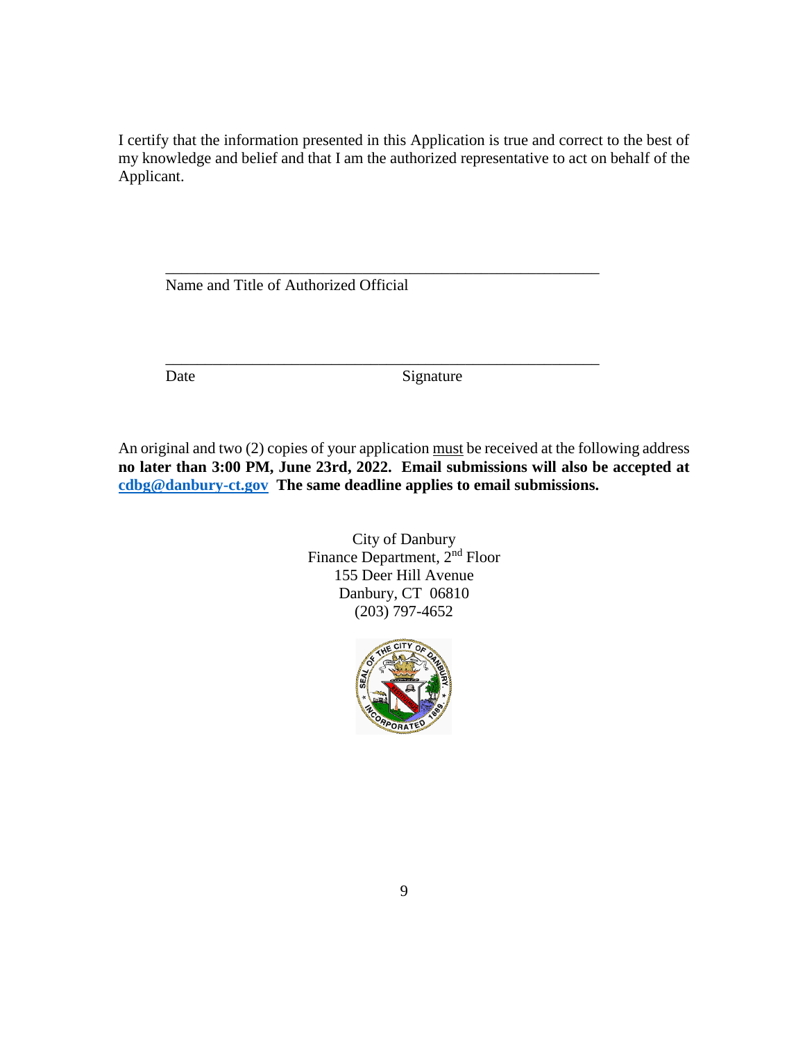I certify that the information presented in this Application is true and correct to the best of my knowledge and belief and that I am the authorized representative to act on behalf of the Applicant.

\_\_\_\_\_\_\_\_\_\_\_\_\_\_\_\_\_\_\_\_\_\_\_\_\_\_\_\_\_\_\_\_\_\_\_\_\_\_\_\_\_\_\_\_\_\_\_\_\_\_\_\_\_\_

Name and Title of Authorized Official

\_\_\_\_\_\_\_\_\_\_\_\_\_\_\_\_\_\_\_\_\_\_\_\_\_\_\_\_\_\_\_\_\_\_\_\_\_\_\_\_\_\_\_\_\_\_\_\_\_\_\_\_\_\_

Date Signature

An original and two (2) copies of your application <u>must</u> be received at the following address **no later than 3:00 PM, June 23rd, 2022. Email submissions will also be accepted at cdbg@danbury-ct.gov The same deadline applies to email submissions.**

City of Danbury
Finance Department, 2nd Floor
155 Deer Hill Avenue
Danbury, CT 06810
(203) 797-4652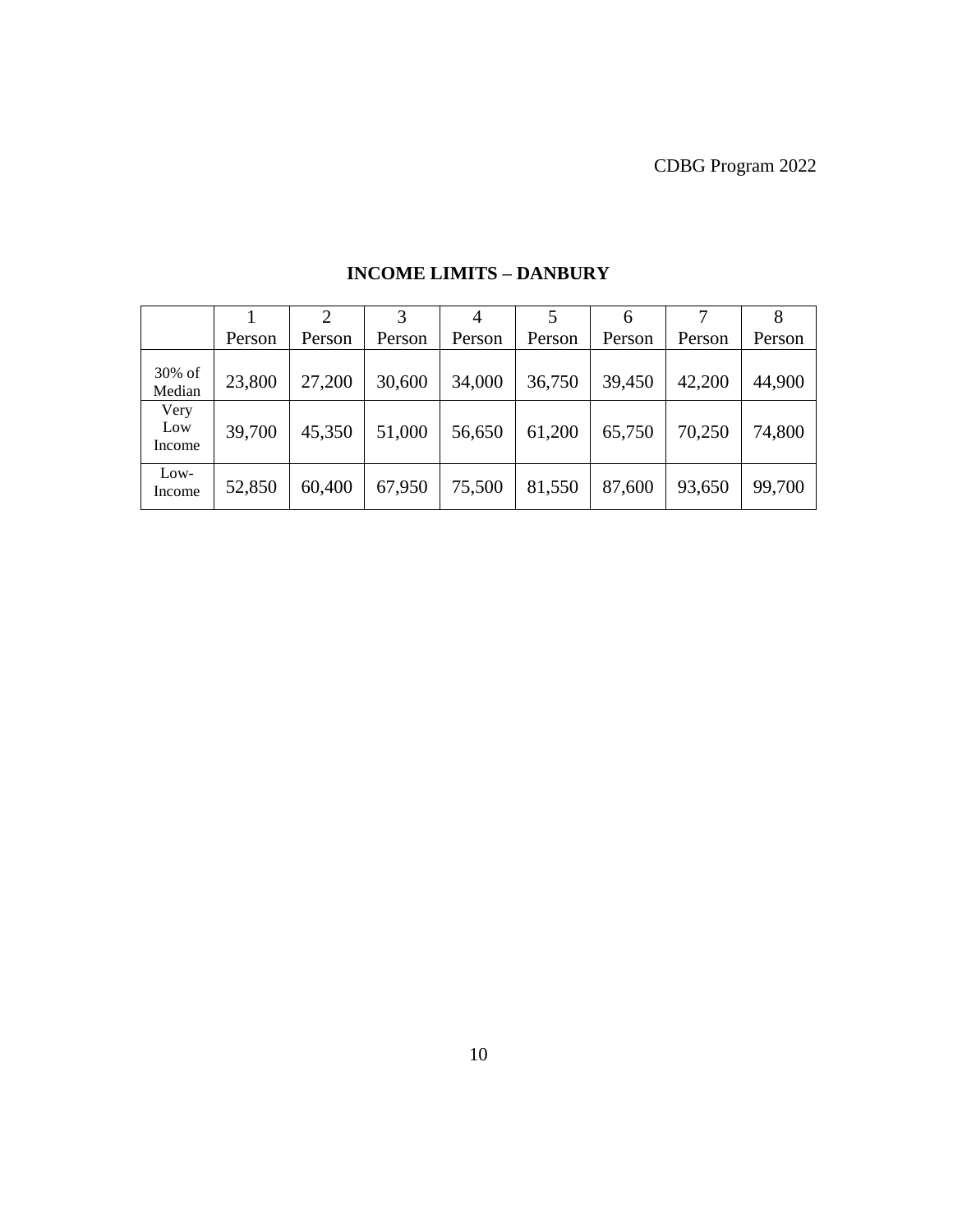## INCOME LIMITS – DANBURY

| | 1 Person | 2 Person | 3 Person | 4 Person | 5 Person | 6 Person | 7 Person | 8 Person |
|---|---|---|---|---|---|---|---|---|
| 30% of Median | 23,800 | 27,200 | 30,600 | 34,000 | 36,750 | 39,450 | 42,200 | 44,900 |
| Very Low Income | 39,700 | 45,350 | 51,000 | 56,650 | 61,200 | 65,750 | 70,250 | 74,800 |
| Low-Income | 52,850 | 60,400 | 67,950 | 75,500 | 81,550 | 87,600 | 93,650 | 99,700 |